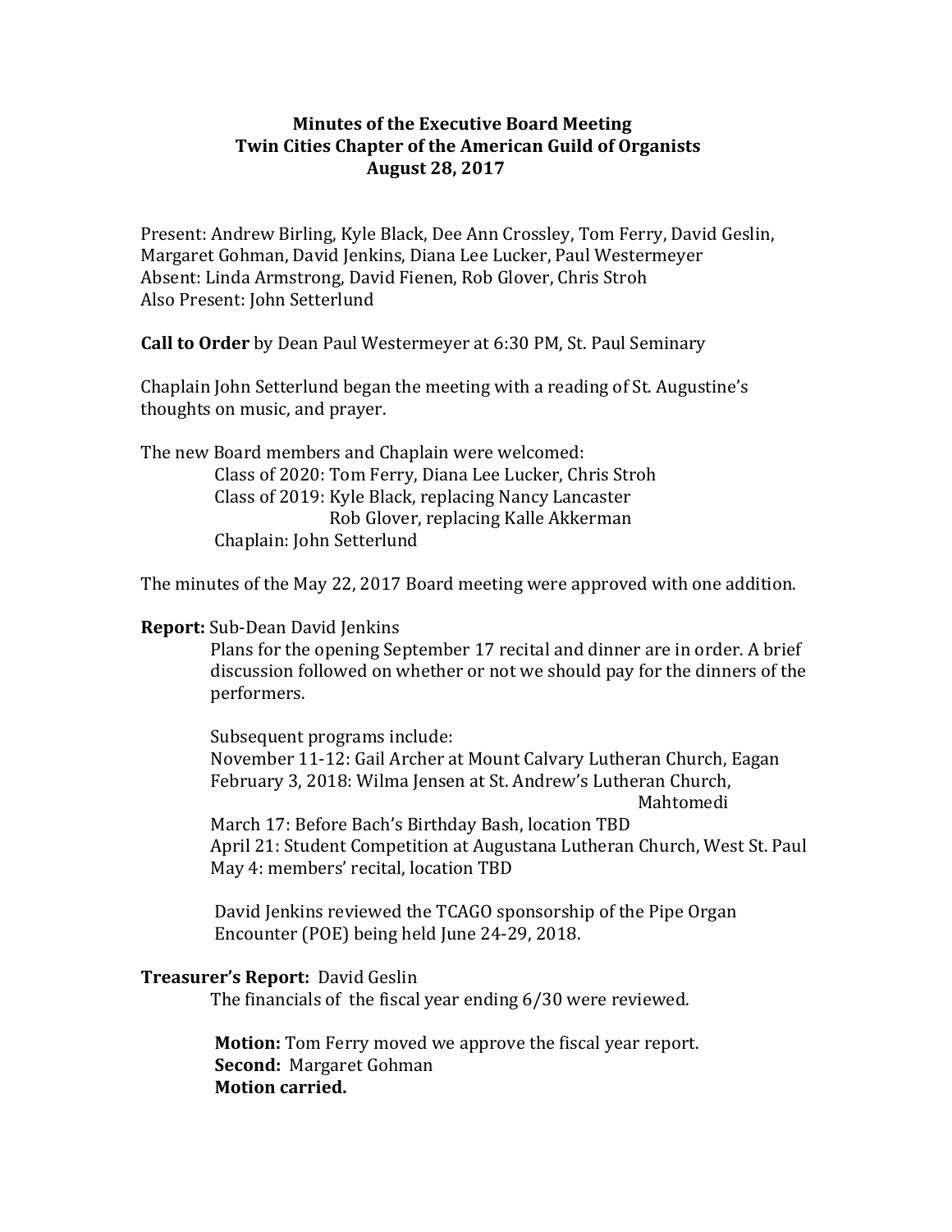**Minutes of the Executive Board Meeting**
**Twin Cities Chapter of the American Guild of Organists**
**August 28, 2017**

Present: Andrew Birling, Kyle Black, Dee Ann Crossley, Tom Ferry, David Geslin, Margaret Gohman, David Jenkins, Diana Lee Lucker, Paul Westermeyer
Absent: Linda Armstrong, David Fienen, Rob Glover, Chris Stroh
Also Present: John Setterlund

**Call to Order** by Dean Paul Westermeyer at 6:30 PM, St. Paul Seminary

Chaplain John Setterlund began the meeting with a reading of St. Augustine's thoughts on music, and prayer.

The new Board members and Chaplain were welcomed:

- Class of 2020: Tom Ferry, Diana Lee Lucker, Chris Stroh
- Class of 2019: Kyle Black, replacing Nancy Lancaster
  - Rob Glover, replacing Kalle Akkerman
- Chaplain: John Setterlund

The minutes of the May 22, 2017 Board meeting were approved with one addition.

**Report:** Sub-Dean David Jenkins

Plans for the opening September 17 recital and dinner are in order. A brief discussion followed on whether or not we should pay for the dinners of the performers.

Subsequent programs include:
November 11-12: Gail Archer at Mount Calvary Lutheran Church, Eagan
February 3, 2018: Wilma Jensen at St. Andrew's Lutheran Church, Mahtomedi
March 17: Before Bach's Birthday Bash, location TBD
April 21: Student Competition at Augustana Lutheran Church, West St. Paul
May 4: members' recital, location TBD

David Jenkins reviewed the TCAGO sponsorship of the Pipe Organ Encounter (POE) being held June 24-29, 2018.

**Treasurer's Report:** David Geslin

The financials of the fiscal year ending 6/30 were reviewed.

**Motion:** Tom Ferry moved we approve the fiscal year report.
**Second:** Margaret Gohman
**Motion carried.**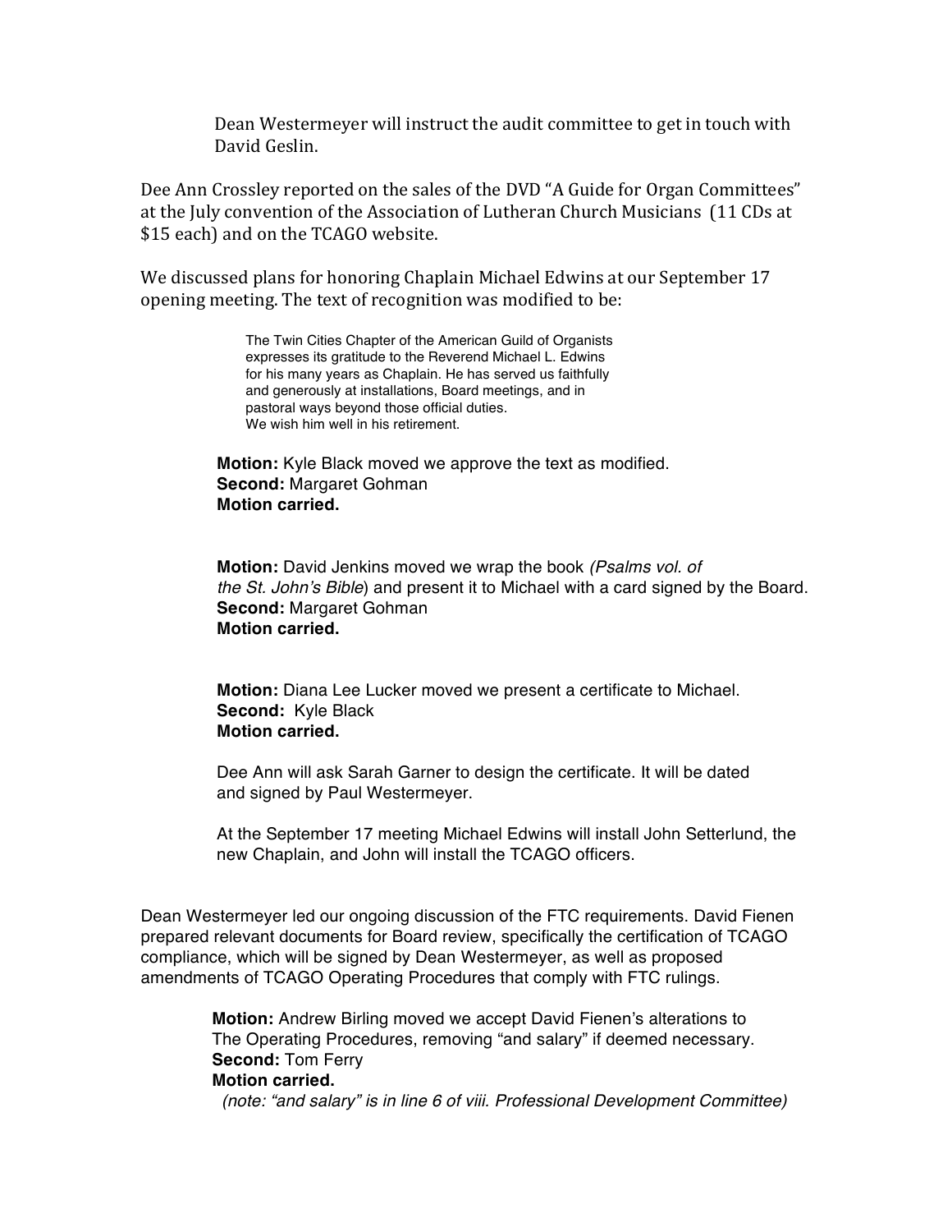Dean Westermeyer will instruct the audit committee to get in touch with David Geslin.

Dee Ann Crossley reported on the sales of the DVD "A Guide for Organ Committees" at the July convention of the Association of Lutheran Church Musicians (11 CDs at $15 each) and on the TCAGO website.

We discussed plans for honoring Chaplain Michael Edwins at our September 17 opening meeting. The text of recognition was modified to be:

> The Twin Cities Chapter of the American Guild of Organists expresses its gratitude to the Reverend Michael L. Edwins for his many years as Chaplain. He has served us faithfully and generously at installations, Board meetings, and in pastoral ways beyond those official duties.
> We wish him well in his retirement.

**Motion:** Kyle Black moved we approve the text as modified.
**Second:** Margaret Gohman
**Motion carried.**

**Motion:** David Jenkins moved we wrap the book *(Psalms vol. of the St. John's Bible*) and present it to Michael with a card signed by the Board.
**Second:** Margaret Gohman
**Motion carried.**

**Motion:** Diana Lee Lucker moved we present a certificate to Michael.
**Second:** Kyle Black
**Motion carried.**

Dee Ann will ask Sarah Garner to design the certificate. It will be dated and signed by Paul Westermeyer.

At the September 17 meeting Michael Edwins will install John Setterlund, the new Chaplain, and John will install the TCAGO officers.

Dean Westermeyer led our ongoing discussion of the FTC requirements. David Fienen prepared relevant documents for Board review, specifically the certification of TCAGO compliance, which will be signed by Dean Westermeyer, as well as proposed amendments of TCAGO Operating Procedures that comply with FTC rulings.

**Motion:** Andrew Birling moved we accept David Fienen's alterations to The Operating Procedures, removing "and salary" if deemed necessary.
**Second:** Tom Ferry
**Motion carried.**
*(note: "and salary" is in line 6 of viii. Professional Development Committee)*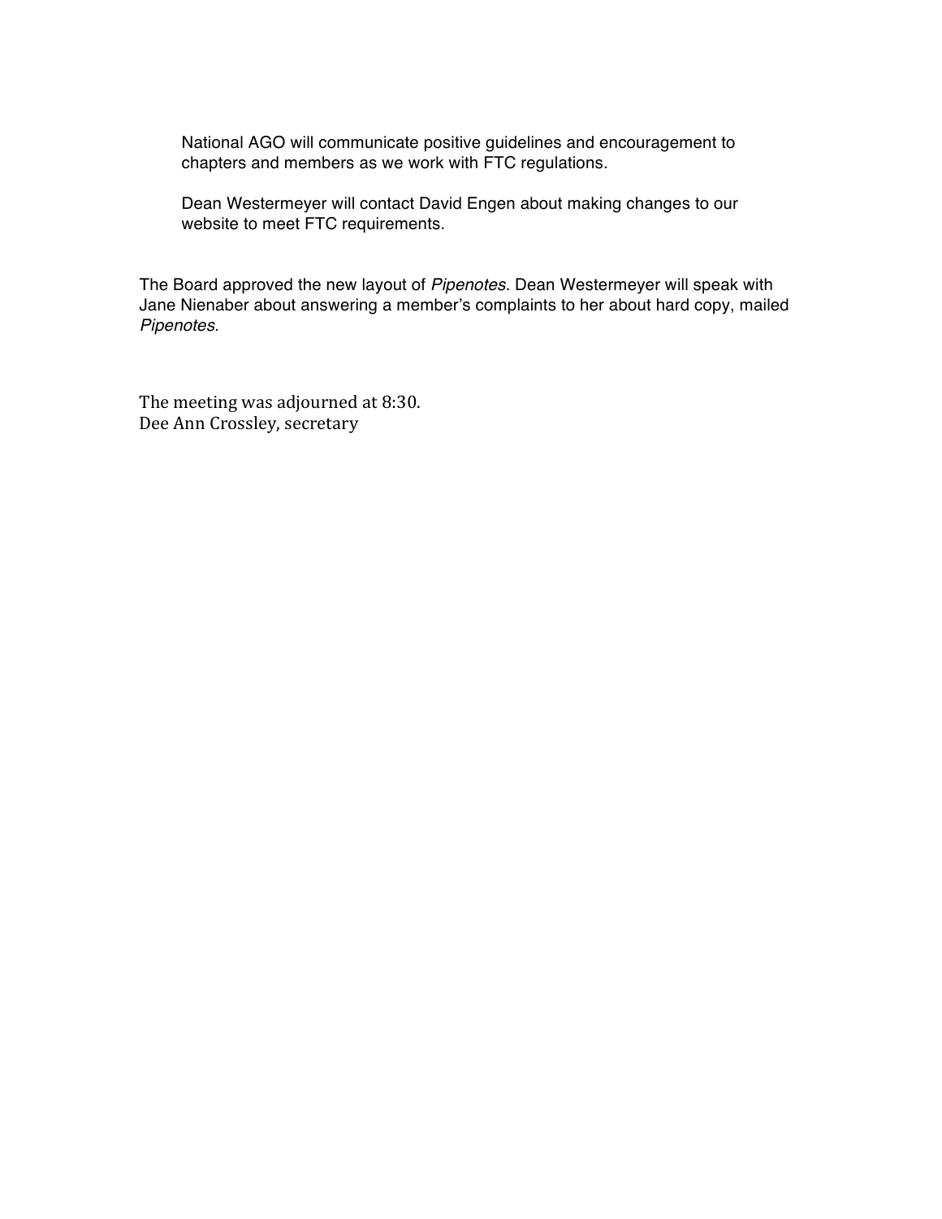National AGO will communicate positive guidelines and encouragement to chapters and members as we work with FTC regulations.

Dean Westermeyer will contact David Engen about making changes to our website to meet FTC requirements.

The Board approved the new layout of *Pipenotes.* Dean Westermeyer will speak with Jane Nienaber about answering a member's complaints to her about hard copy, mailed *Pipenotes*.

The meeting was adjourned at 8:30.
Dee Ann Crossley, secretary